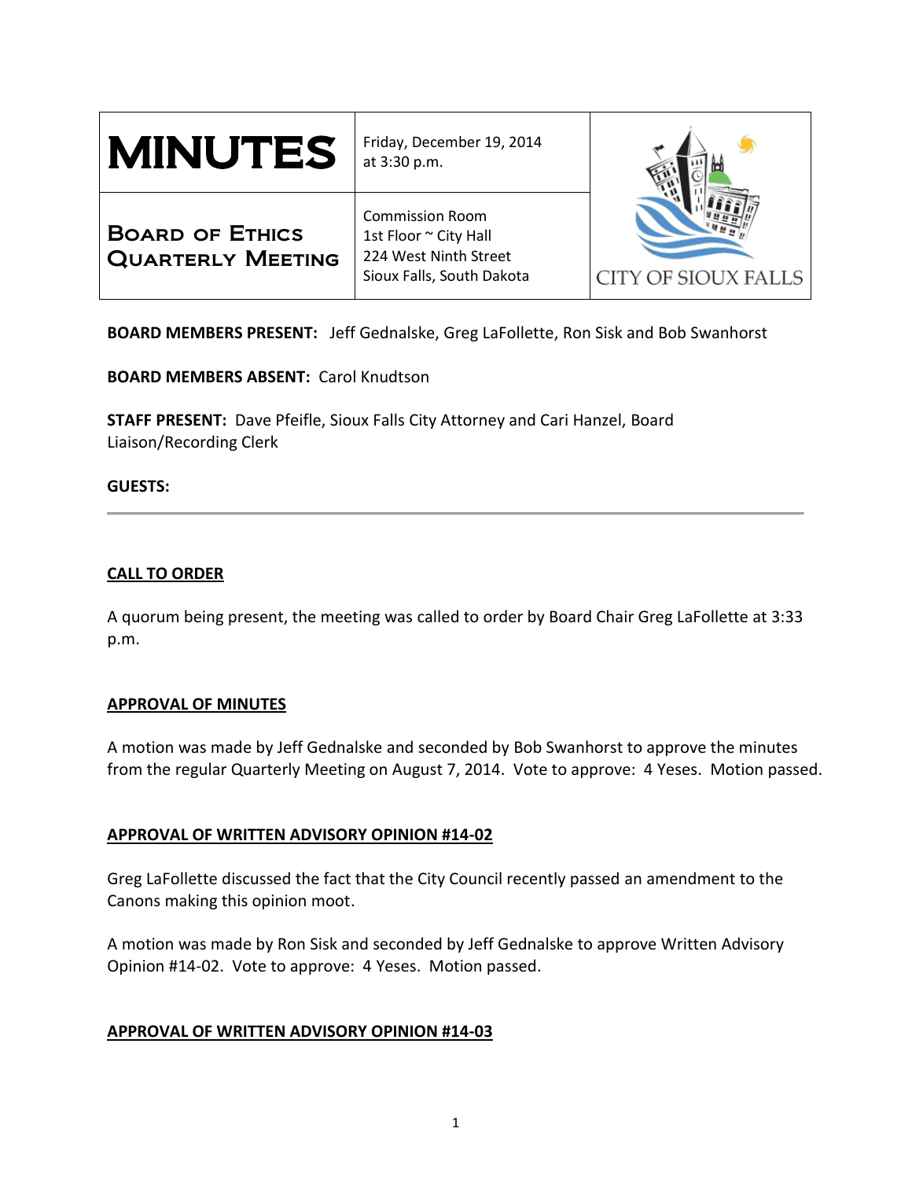| # MINUTES | Friday, December 19, 2014 at 3:30 p.m. | |
|---|---|---|
| **Board of Ethics Quarterly Meeting** | Commission Room<br>1st Floor ~ City Hall<br>224 West Ninth Street<br>Sioux Falls, South Dakota | CITY OF SIOUX FALLS |

**BOARD MEMBERS PRESENT:** Jeff Gednalske, Greg LaFollette, Ron Sisk and Bob Swanhorst

**BOARD MEMBERS ABSENT:** Carol Knudtson

**STAFF PRESENT:** Dave Pfeifle, Sioux Falls City Attorney and Cari Hanzel, Board Liaison/Recording Clerk

**GUESTS:**

---

**CALL TO ORDER**

A quorum being present, the meeting was called to order by Board Chair Greg LaFollette at 3:33 p.m.

**APPROVAL OF MINUTES**

A motion was made by Jeff Gednalske and seconded by Bob Swanhorst to approve the minutes from the regular Quarterly Meeting on August 7, 2014. Vote to approve: 4 Yeses. Motion passed.

**APPROVAL OF WRITTEN ADVISORY OPINION #14-02**

Greg LaFollette discussed the fact that the City Council recently passed an amendment to the Canons making this opinion moot.

A motion was made by Ron Sisk and seconded by Jeff Gednalske to approve Written Advisory Opinion #14-02. Vote to approve: 4 Yeses. Motion passed.

**APPROVAL OF WRITTEN ADVISORY OPINION #14-03**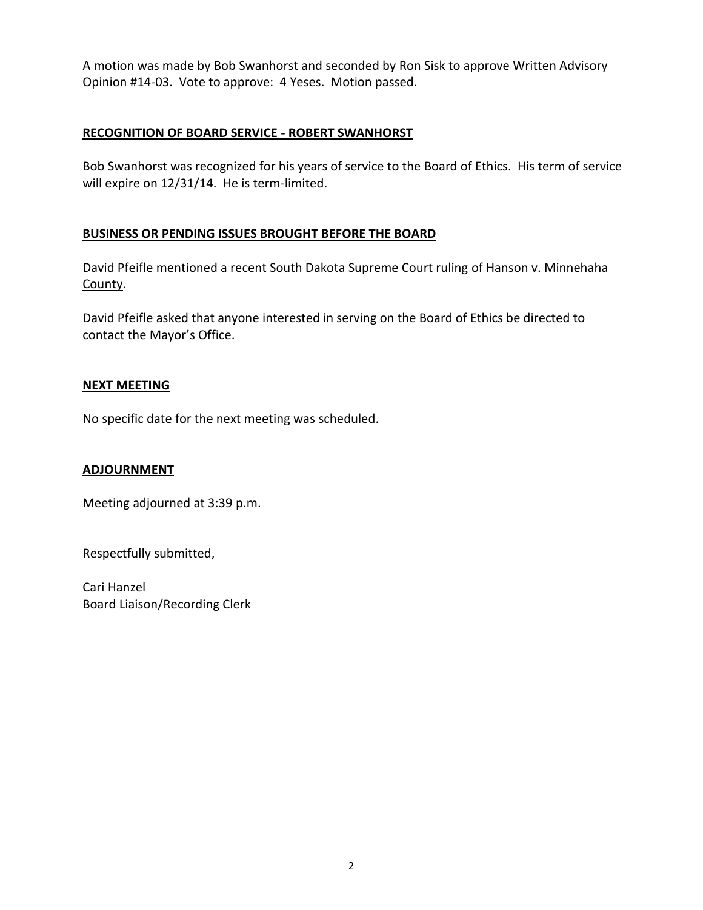A motion was made by Bob Swanhorst and seconded by Ron Sisk to approve Written Advisory Opinion #14-03. Vote to approve: 4 Yeses. Motion passed.

## **RECOGNITION OF BOARD SERVICE - ROBERT SWANHORST**

Bob Swanhorst was recognized for his years of service to the Board of Ethics. His term of service will expire on 12/31/14. He is term-limited.

## **BUSINESS OR PENDING ISSUES BROUGHT BEFORE THE BOARD**

David Pfeifle mentioned a recent South Dakota Supreme Court ruling of Hanson v. Minnehaha County.

David Pfeifle asked that anyone interested in serving on the Board of Ethics be directed to contact the Mayor's Office.

## **NEXT MEETING**

No specific date for the next meeting was scheduled.

## **ADJOURNMENT**

Meeting adjourned at 3:39 p.m.

Respectfully submitted,

Cari Hanzel
Board Liaison/Recording Clerk